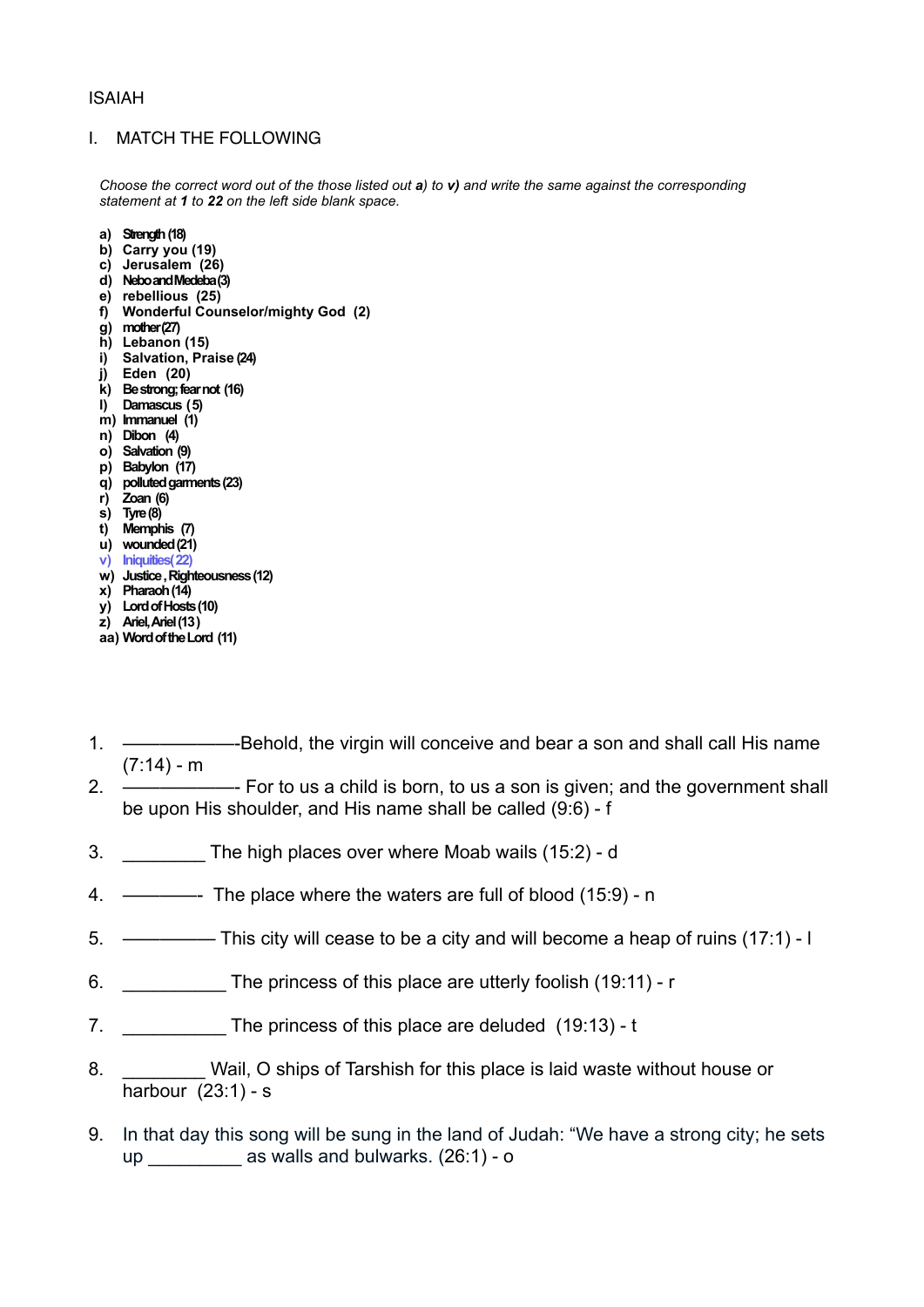ISAIAH

I. MATCH THE FOLLOWING

*Choose the correct word out of the those listed out **a)** to **v)** and write the same against the corresponding statement at **1** to **22** on the left side blank space.*

**a) Strength (18)**
**b) Carry you (19)**
**c) Jerusalem (26)**
**d) Nebo and Medeba (3)**
**e) rebellious (25)**
**f) Wonderful Counselor/mighty God (2)**
**g) mother (27)**
**h) Lebanon (15)**
**i) Salvation, Praise (24)**
**j) Eden (20)**
**k) Be strong; fear not (16)**
**l) Damascus (5)**
**m) Immanuel (1)**
**n) Dibon (4)**
**o) Salvation (9)**
**p) Babylon (17)**
**q) polluted garments (23)**
**r) Zoan (6)**
**s) Tyre (8)**
**t) Memphis (7)**
**u) wounded (21)**
**v) Iniquities (22)**
**w) Justice, Righteousness (12)**
**x) Pharaoh (14)**
**y) Lord of Hosts (10)**
**z) Ariel, Ariel (13)**
**aa) Word of the Lord (11)**

1. ——————-Behold, the virgin will conceive and bear a son and shall call His name (7:14) - m
2. ——————- For to us a child is born, to us a son is given; and the government shall be upon His shoulder, and His name shall be called (9:6) - f
3. ________ The high places over where Moab wails (15:2) - d
4. ————- The place where the waters are full of blood (15:9) - n
5. ————— This city will cease to be a city and will become a heap of ruins (17:1) - l
6. __________ The princess of this place are utterly foolish (19:11) - r
7. __________ The princess of this place are deluded (19:13) - t
8. ________ Wail, O ships of Tarshish for this place is laid waste without house or harbour (23:1) - s
9. In that day this song will be sung in the land of Judah: "We have a strong city; he sets up _________ as walls and bulwarks. (26:1) - o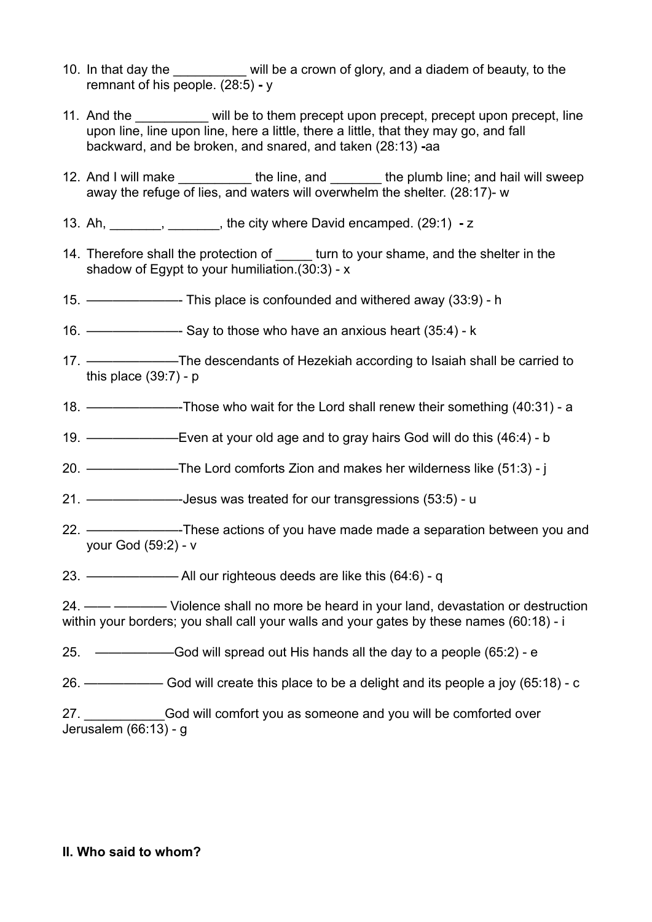10. In that day the __________ will be a crown of glory, and a diadem of beauty, to the remnant of his people. (28:5) **-** y

11. And the __________ will be to them precept upon precept, precept upon precept, line upon line, line upon line, here a little, there a little, that they may go, and fall backward, and be broken, and snared, and taken (28:13) **-**aa

12. And I will make __________ the line, and _______ the plumb line; and hail will sweep away the refuge of lies, and waters will overwhelm the shelter. (28:17)- w

13. Ah, _______, _______, the city where David encamped. (29:1) **-** z

14. Therefore shall the protection of _____ turn to your shame, and the shelter in the shadow of Egypt to your humiliation.(30:3) - x

15. ————————- This place is confounded and withered away (33:9) - h

16. ————————- Say to those who have an anxious heart (35:4) - k

17. ————————The descendants of Hezekiah according to Isaiah shall be carried to this place (39:7) - p

18. ————————-Those who wait for the Lord shall renew their something (40:31) - a

19. ————————Even at your old age and to gray hairs God will do this (46:4) - b

20. ————————The Lord comforts Zion and makes her wilderness like (51:3) - j

21. ————————-Jesus was treated for our transgressions (53:5) - u

22. ————————-These actions of you have made made a separation between you and your God (59:2) - v

23. ———————— All our righteous deeds are like this (64:6) - q

24. ——— ————— Violence shall no more be heard in your land, devastation or destruction within your borders; you shall call your walls and your gates by these names (60:18) - i

25. ——————God will spread out His hands all the day to a people (65:2) - e

26. —————— God will create this place to be a delight and its people a joy (65:18) - c

27. ___________God will comfort you as someone and you will be comforted over Jerusalem (66:13) - g

**II. Who said to whom?**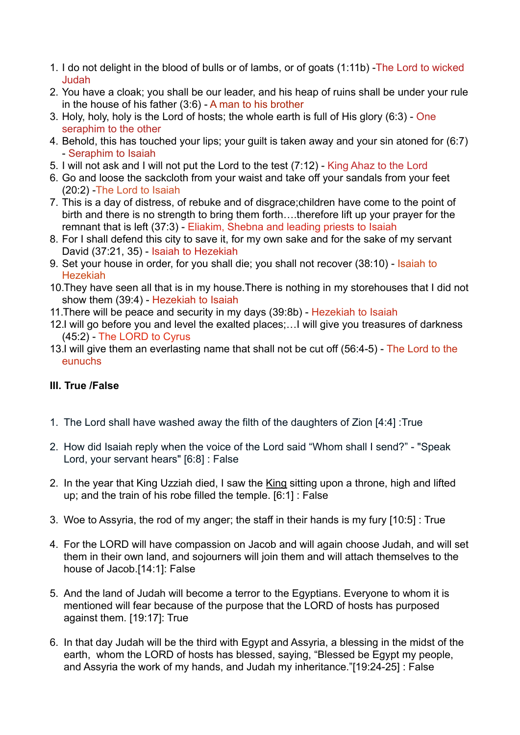1. I do not delight in the blood of bulls or of lambs, or of goats (1:11b) -The Lord to wicked Judah
2. You have a cloak; you shall be our leader, and his heap of ruins shall be under your rule in the house of his father (3:6) - A man to his brother
3. Holy, holy, holy is the Lord of hosts; the whole earth is full of His glory (6:3) - One seraphim to the other
4. Behold, this has touched your lips; your guilt is taken away and your sin atoned for (6:7) - Seraphim to Isaiah
5. I will not ask and I will not put the Lord to the test (7:12) - King Ahaz to the Lord
6. Go and loose the sackcloth from your waist and take off your sandals from your feet (20:2) -The Lord to Isaiah
7. This is a day of distress, of rebuke and of disgrace;children have come to the point of birth and there is no strength to bring them forth….therefore lift up your prayer for the remnant that is left (37:3) - Eliakim, Shebna and leading priests to Isaiah
8. For I shall defend this city to save it, for my own sake and for the sake of my servant David (37:21, 35) - Isaiah to Hezekiah
9. Set your house in order, for you shall die; you shall not recover (38:10) - Isaiah to Hezekiah
10. They have seen all that is in my house.There is nothing in my storehouses that I did not show them (39:4) - Hezekiah to Isaiah
11. There will be peace and security in my days (39:8b) - Hezekiah to Isaiah
12. I will go before you and level the exalted places;…I will give you treasures of darkness (45:2) - The LORD to Cyrus
13. I will give them an everlasting name that shall not be cut off (56:4-5) - The Lord to the eunuchs

### III. True /False

1. The Lord shall have washed away the filth of the daughters of Zion [4:4] :True

2. How did Isaiah reply when the voice of the Lord said “Whom shall I send?” - "Speak Lord, your servant hears" [6:8] : False

2. In the year that King Uzziah died, I saw the <u>King</u> sitting upon a throne, high and lifted up; and the train of his robe filled the temple. [6:1] : False

3. Woe to Assyria, the rod of my anger; the staff in their hands is my fury [10:5] : True

4. For the LORD will have compassion on Jacob and will again choose Judah, and will set them in their own land, and sojourners will join them and will attach themselves to the house of Jacob.[14:1]: False

5. And the land of Judah will become a terror to the Egyptians. Everyone to whom it is mentioned will fear because of the purpose that the LORD of hosts has purposed against them. [19:17]: True

6. In that day Judah will be the third with Egypt and Assyria, a blessing in the midst of the earth, whom the LORD of hosts has blessed, saying, “Blessed be Egypt my people, and Assyria the work of my hands, and Judah my inheritance.”[19:24-25] : False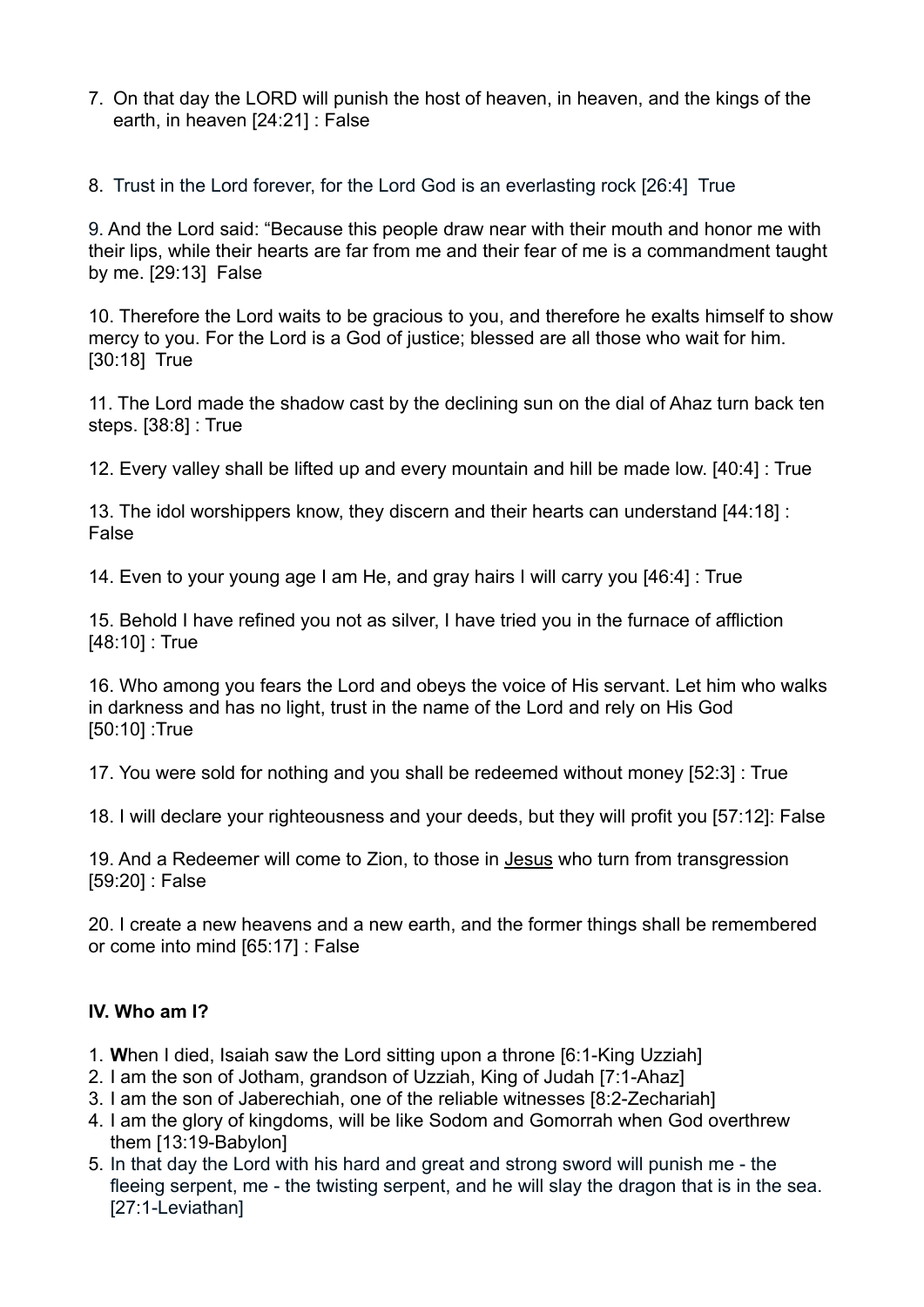7. On that day the LORD will punish the host of heaven, in heaven, and the kings of the earth, in heaven [24:21] : False

8. Trust in the Lord forever, for the Lord God is an everlasting rock [26:4]  True

9. And the Lord said: "Because this people draw near with their mouth and honor me with their lips, while their hearts are far from me and their fear of me is a commandment taught by me. [29:13]  False

10. Therefore the Lord waits to be gracious to you, and therefore he exalts himself to show mercy to you. For the Lord is a God of justice; blessed are all those who wait for him. [30:18]  True

11. The Lord made the shadow cast by the declining sun on the dial of Ahaz turn back ten steps. [38:8] : True

12. Every valley shall be lifted up and every mountain and hill be made low. [40:4] : True

13. The idol worshippers know, they discern and their hearts can understand [44:18] : False

14. Even to your young age I am He, and gray hairs I will carry you [46:4] : True

15. Behold I have refined you not as silver, I have tried you in the furnace of affliction [48:10] : True

16. Who among you fears the Lord and obeys the voice of His servant. Let him who walks in darkness and has no light, trust in the name of the Lord and rely on His God [50:10] :True

17. You were sold for nothing and you shall be redeemed without money [52:3] : True

18. I will declare your righteousness and your deeds, but they will profit you [57:12]: False

19. And a Redeemer will come to Zion, to those in Jesus who turn from transgression [59:20] : False

20. I create a new heavens and a new earth, and the former things shall be remembered or come into mind [65:17] : False

### IV. Who am I?

1. **W**hen I died, Isaiah saw the Lord sitting upon a throne [6:1-King Uzziah]
2. I am the son of Jotham, grandson of Uzziah, King of Judah [7:1-Ahaz]
3. I am the son of Jaberechiah, one of the reliable witnesses [8:2-Zechariah]
4. I am the glory of kingdoms, will be like Sodom and Gomorrah when God overthrew them [13:19-Babylon]
5. In that day the Lord with his hard and great and strong sword will punish me - the fleeing serpent, me - the twisting serpent, and he will slay the dragon that is in the sea. [27:1-Leviathan]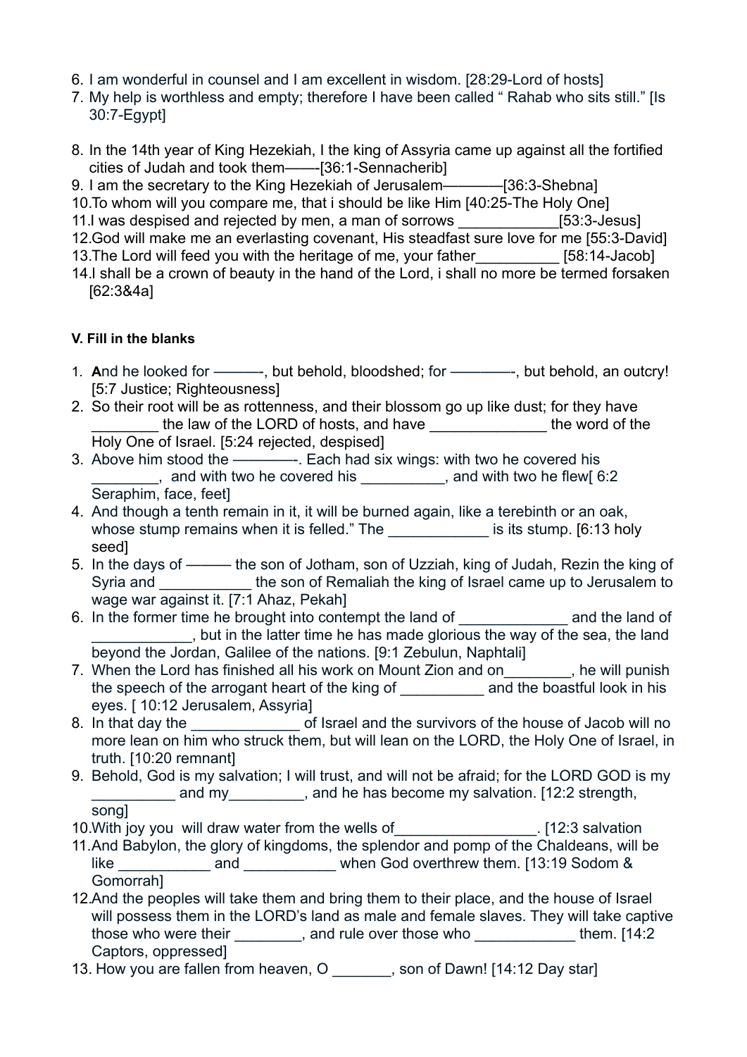6. I am wonderful in counsel and I am excellent in wisdom. [28:29-Lord of hosts]
7. My help is worthless and empty; therefore I have been called " Rahab who sits still." [Is 30:7-Egypt]

8. In the 14th year of King Hezekiah, I the king of Assyria came up against all the fortified cities of Judah and took them——-[36:1-Sennacherib]
9. I am the secretary to the King Hezekiah of Jerusalem————[36:3-Shebna]
10. To whom will you compare me, that i should be like Him [40:25-The Holy One]
11. I was despised and rejected by men, a man of sorrows ____________[53:3-Jesus]
12. God will make me an everlasting covenant, His steadfast sure love for me [55:3-David]
13. The Lord will feed you with the heritage of me, your father__________ [58:14-Jacob]
14. I shall be a crown of beauty in the hand of the Lord, i shall no more be termed forsaken [62:3&4a]

**V. Fill in the blanks**

1. **A**nd he looked for ———-, but behold, bloodshed; for ————-, but behold, an outcry! [5:7 Justice; Righteousness]
2. So their root will be as rottenness, and their blossom go up like dust; for they have ________ the law of the LORD of hosts, and have ______________ the word of the Holy One of Israel. [5:24 rejected, despised]
3. Above him stood the ————-. Each had six wings: with two he covered his ________, and with two he covered his __________, and with two he flew[ 6:2 Seraphim, face, feet]
4. And though a tenth remain in it, it will be burned again, like a terebinth or an oak, whose stump remains when it is felled." The ____________ is its stump. [6:13 holy seed]
5. In the days of ——— the son of Jotham, son of Uzziah, king of Judah, Rezin the king of Syria and ___________ the son of Remaliah the king of Israel came up to Jerusalem to wage war against it. [7:1 Ahaz, Pekah]
6. In the former time he brought into contempt the land of _____________ and the land of ____________, but in the latter time he has made glorious the way of the sea, the land beyond the Jordan, Galilee of the nations. [9:1 Zebulun, Naphtali]
7. When the Lord has finished all his work on Mount Zion and on________, he will punish the speech of the arrogant heart of the king of __________ and the boastful look in his eyes. [ 10:12 Jerusalem, Assyria]
8. In that day the _____________ of Israel and the survivors of the house of Jacob will no more lean on him who struck them, but will lean on the LORD, the Holy One of Israel, in truth. [10:20 remnant]
9. Behold, God is my salvation; I will trust, and will not be afraid; for the LORD GOD is my __________ and my_________, and he has become my salvation. [12:2 strength, song]
10. With joy you will draw water from the wells of_________________. [12:3 salvation
11. And Babylon, the glory of kingdoms, the splendor and pomp of the Chaldeans, will be like ___________ and ___________ when God overthrew them. [13:19 Sodom & Gomorrah]
12. And the peoples will take them and bring them to their place, and the house of Israel will possess them in the LORD's land as male and female slaves. They will take captive those who were their ________, and rule over those who ____________ them. [14:2 Captors, oppressed]
13. How you are fallen from heaven, O _______, son of Dawn! [14:12 Day star]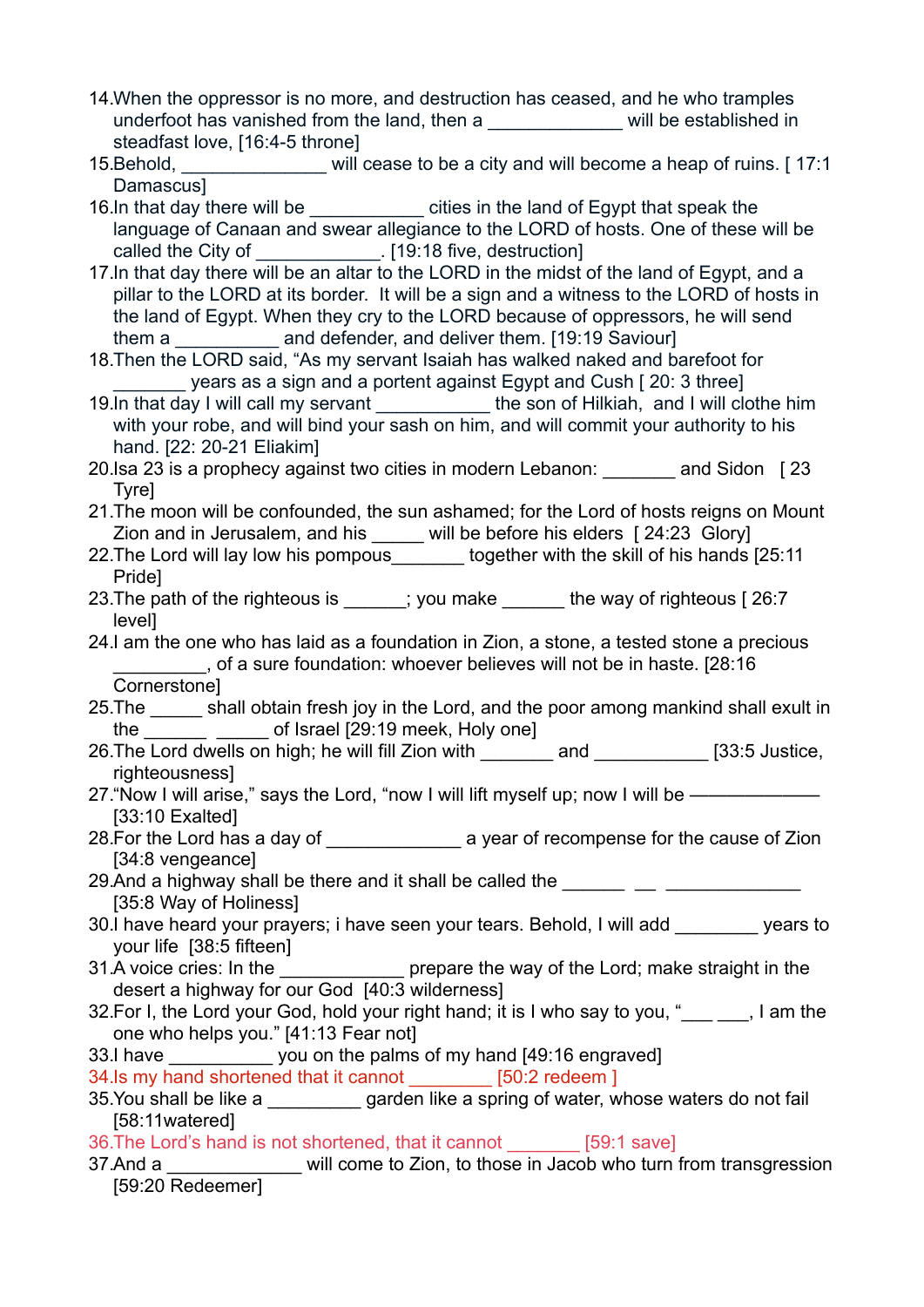14. When the oppressor is no more, and destruction has ceased, and he who tramples underfoot has vanished from the land, then a _____________ will be established in steadfast love, [16:4-5 throne]
15. Behold, ______________ will cease to be a city and will become a heap of ruins. [ 17:1 Damascus]
16. In that day there will be ___________ cities in the land of Egypt that speak the language of Canaan and swear allegiance to the LORD of hosts. One of these will be called the City of ____________. [19:18 five, destruction]
17. In that day there will be an altar to the LORD in the midst of the land of Egypt, and a pillar to the LORD at its border. It will be a sign and a witness to the LORD of hosts in the land of Egypt. When they cry to the LORD because of oppressors, he will send them a __________ and defender, and deliver them. [19:19 Saviour]
18. Then the LORD said, "As my servant Isaiah has walked naked and barefoot for _______ years as a sign and a portent against Egypt and Cush [ 20: 3 three]
19. In that day I will call my servant ___________ the son of Hilkiah, and I will clothe him with your robe, and will bind your sash on him, and will commit your authority to his hand. [22: 20-21 Eliakim]
20. Isa 23 is a prophecy against two cities in modern Lebanon: _______ and Sidon [ 23 Tyre]
21. The moon will be confounded, the sun ashamed; for the Lord of hosts reigns on Mount Zion and in Jerusalem, and his _____ will be before his elders [ 24:23 Glory]
22. The Lord will lay low his pompous_______ together with the skill of his hands [25:11 Pride]
23. The path of the righteous is ______; you make ______ the way of righteous [ 26:7 level]
24. I am the one who has laid as a foundation in Zion, a stone, a tested stone a precious _________, of a sure foundation: whoever believes will not be in haste. [28:16 Cornerstone]
25. The _____ shall obtain fresh joy in the Lord, and the poor among mankind shall exult in the ______ _____ of Israel [29:19 meek, Holy one]
26. The Lord dwells on high; he will fill Zion with _______ and ___________ [33:5 Justice, righteousness]
27. "Now I will arise," says the Lord, "now I will lift myself up; now I will be ———————— [33:10 Exalted]
28. For the Lord has a day of _____________ a year of recompense for the cause of Zion [34:8 vengeance]
29. And a highway shall be there and it shall be called the ______ __ _____________ [35:8 Way of Holiness]
30. I have heard your prayers; i have seen your tears. Behold, I will add ________ years to your life [38:5 fifteen]
31. A voice cries: In the ____________ prepare the way of the Lord; make straight in the desert a highway for our God [40:3 wilderness]
32. For I, the Lord your God, hold your right hand; it is I who say to you, "___ ___, I am the one who helps you." [41:13 Fear not]
33. I have __________ you on the palms of my hand [49:16 engraved]
34. Is my hand shortened that it cannot ________ [50:2 redeem ]
35. You shall be like a _________ garden like a spring of water, whose waters do not fail [58:11watered]
36. The Lord's hand is not shortened, that it cannot _______ [59:1 save]
37. And a _____________ will come to Zion, to those in Jacob who turn from transgression [59:20 Redeemer]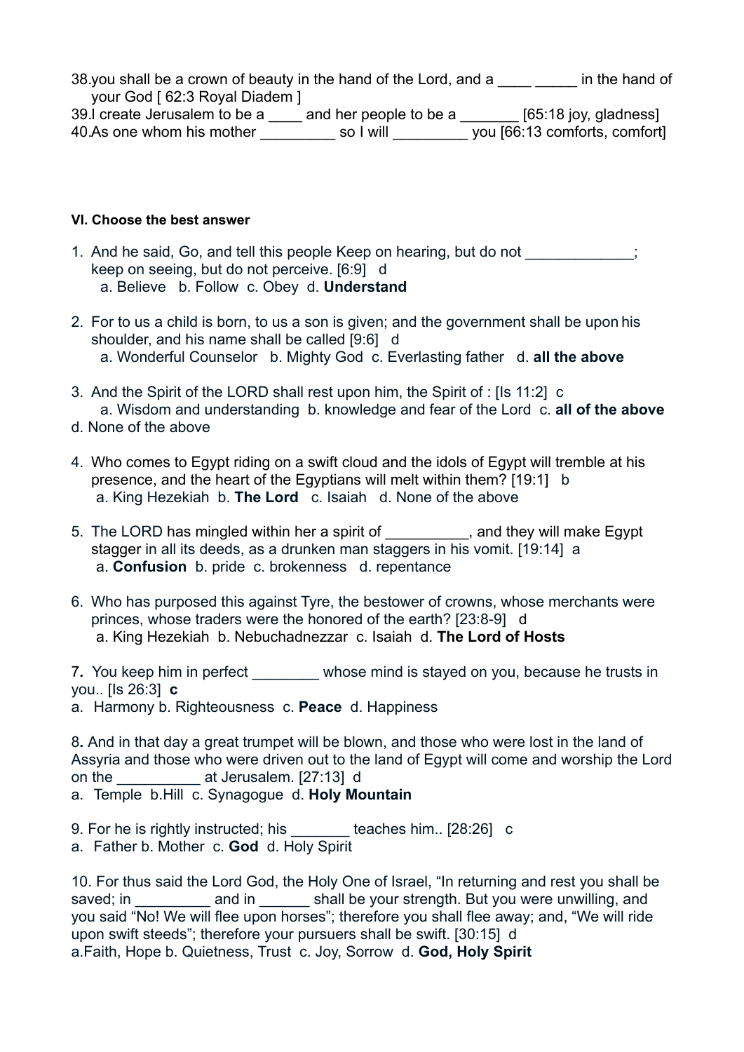38. you shall be a crown of beauty in the hand of the Lord, and a ____ _____ in the hand of your God [ 62:3 Royal Diadem ]
39. I create Jerusalem to be a ____ and her people to be a _______ [65:18 joy, gladness]
40. As one whom his mother _________ so I will _________ you [66:13 comforts, comfort]

**VI. Choose the best answer**

1. And he said, Go, and tell this people Keep on hearing, but do not _____________; keep on seeing, but do not perceive. [6:9] d
   a. Believe b. Follow c. Obey d. **Understand**

2. For to us a child is born, to us a son is given; and the government shall be upon his shoulder, and his name shall be called [9:6] d
   a. Wonderful Counselor b. Mighty God c. Everlasting father d. **all the above**

3. And the Spirit of the LORD shall rest upon him, the Spirit of : [Is 11:2] c
   a. Wisdom and understanding b. knowledge and fear of the Lord c. **all of the above**
d. None of the above

4. Who comes to Egypt riding on a swift cloud and the idols of Egypt will tremble at his presence, and the heart of the Egyptians will melt within them? [19:1] b
   a. King Hezekiah b. **The Lord** c. Isaiah d. None of the above

5. The LORD has mingled within her a spirit of __________, and they will make Egypt stagger in all its deeds, as a drunken man staggers in his vomit. [19:14] a
   a. **Confusion** b. pride c. brokenness d. repentance

6. Who has purposed this against Tyre, the bestower of crowns, whose merchants were princes, whose traders were the honored of the earth? [23:8-9] d
   a. King Hezekiah b. Nebuchadnezzar c. Isaiah d. **The Lord of Hosts**

7. You keep him in perfect ________ whose mind is stayed on you, because he trusts in you.. [Is 26:3] **c**
a. Harmony b. Righteousness c. **Peace** d. Happiness

8. And in that day a great trumpet will be blown, and those who were lost in the land of Assyria and those who were driven out to the land of Egypt will come and worship the Lord on the __________ at Jerusalem. [27:13] d
a. Temple b.Hill c. Synagogue d. **Holy Mountain**

9. For he is rightly instructed; his _______ teaches him.. [28:26] c
a. Father b. Mother c. **God** d. Holy Spirit

10. For thus said the Lord God, the Holy One of Israel, "In returning and rest you shall be saved; in _________ and in ______ shall be your strength. But you were unwilling, and you said "No! We will flee upon horses"; therefore you shall flee away; and, "We will ride upon swift steeds"; therefore your pursuers shall be swift. [30:15] d
a.Faith, Hope b. Quietness, Trust c. Joy, Sorrow d. **God, Holy Spirit**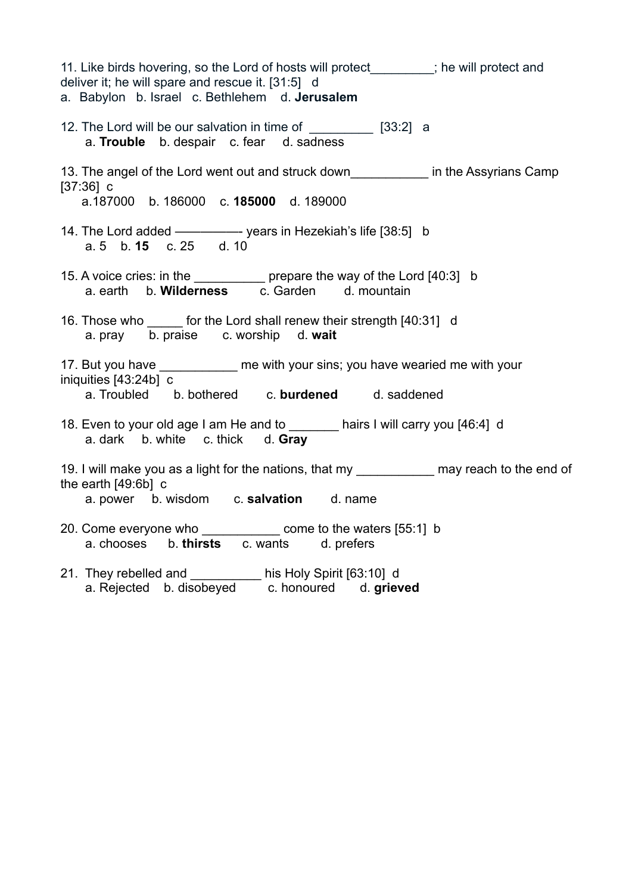11. Like birds hovering, so the Lord of hosts will protect_________; he will protect and deliver it; he will spare and rescue it. [31:5]   d
a.  Babylon   b. Israel   c. Bethlehem   d. **Jerusalem**

12. The Lord will be our salvation in time of  _________  [33:2]   a
a. **Trouble**   b. despair   c. fear   d. sadness

13. The angel of the Lord went out and struck down___________ in the Assyrians Camp [37:36]  c
a.187000   b. 186000   c. **185000**   d. 189000

14. The Lord added ––––––––- years in Hezekiah's life [38:5]   b
a. 5   b. **15**   c. 25   d. 10

15. A voice cries: in the __________ prepare the way of the Lord [40:3]   b
a. earth   b. **Wilderness**   c. Garden   d. mountain

16. Those who _____ for the Lord shall renew their strength [40:31]   d
a. pray   b. praise   c. worship   d. **wait**

17. But you have ___________ me with your sins; you have wearied me with your iniquities [43:24b]  c
a. Troubled   b. bothered   c. **burdened**   d. saddened

18. Even to your old age I am He and to _______ hairs I will carry you [46:4]  d
a. dark   b. white   c. thick   d. **Gray**

19. I will make you as a light for the nations, that my ___________ may reach to the end of the earth [49:6b]  c
a. power   b. wisdom   c. **salvation**   d. name

20. Come everyone who ___________ come to the waters [55:1]  b
a. chooses   b. **thirsts**   c. wants   d. prefers

21.  They rebelled and __________ his Holy Spirit [63:10]  d
a. Rejected   b. disobeyed   c. honoured   d. **grieved**